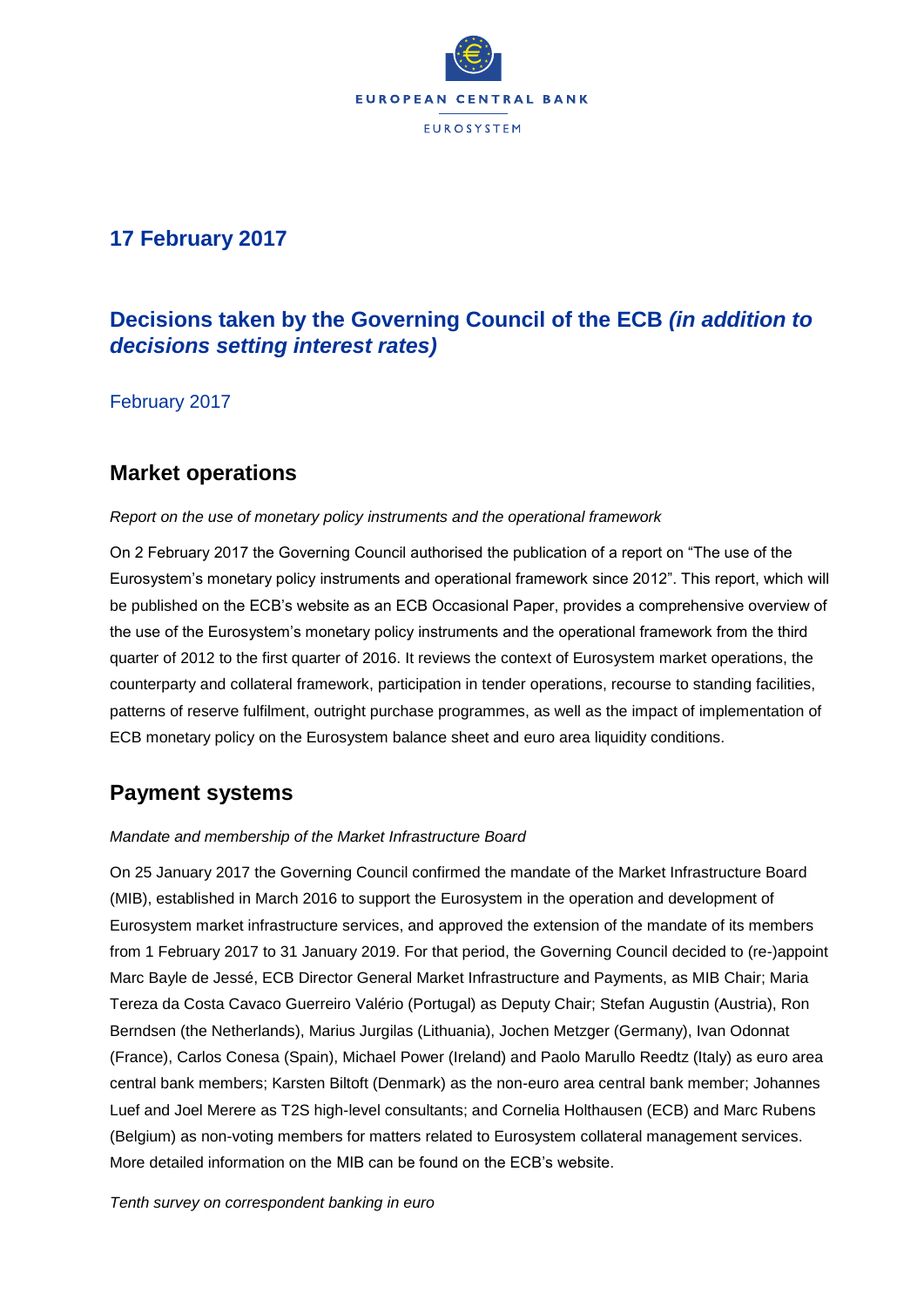EUROPEAN CENTRAL BANK

EUROSYSTEM

## 17 February 2017

# Decisions taken by the Governing Council of the ECB *(in addition to decisions setting interest rates)*

February 2017

## Market operations

*Report on the use of monetary policy instruments and the operational framework*

On 2 February 2017 the Governing Council authorised the publication of a report on "The use of the Eurosystem's monetary policy instruments and operational framework since 2012". This report, which will be published on the ECB's website as an ECB Occasional Paper, provides a comprehensive overview of the use of the Eurosystem's monetary policy instruments and the operational framework from the third quarter of 2012 to the first quarter of 2016. It reviews the context of Eurosystem market operations, the counterparty and collateral framework, participation in tender operations, recourse to standing facilities, patterns of reserve fulfilment, outright purchase programmes, as well as the impact of implementation of ECB monetary policy on the Eurosystem balance sheet and euro area liquidity conditions.

## Payment systems

*Mandate and membership of the Market Infrastructure Board*

On 25 January 2017 the Governing Council confirmed the mandate of the Market Infrastructure Board (MIB), established in March 2016 to support the Eurosystem in the operation and development of Eurosystem market infrastructure services, and approved the extension of the mandate of its members from 1 February 2017 to 31 January 2019. For that period, the Governing Council decided to (re-)appoint Marc Bayle de Jessé, ECB Director General Market Infrastructure and Payments, as MIB Chair; Maria Tereza da Costa Cavaco Guerreiro Valério (Portugal) as Deputy Chair; Stefan Augustin (Austria), Ron Berndsen (the Netherlands), Marius Jurgilas (Lithuania), Jochen Metzger (Germany), Ivan Odonnat (France), Carlos Conesa (Spain), Michael Power (Ireland) and Paolo Marullo Reedtz (Italy) as euro area central bank members; Karsten Biltoft (Denmark) as the non-euro area central bank member; Johannes Luef and Joel Merere as T2S high-level consultants; and Cornelia Holthausen (ECB) and Marc Rubens (Belgium) as non-voting members for matters related to Eurosystem collateral management services. More detailed information on the MIB can be found on the ECB's website.

*Tenth survey on correspondent banking in euro*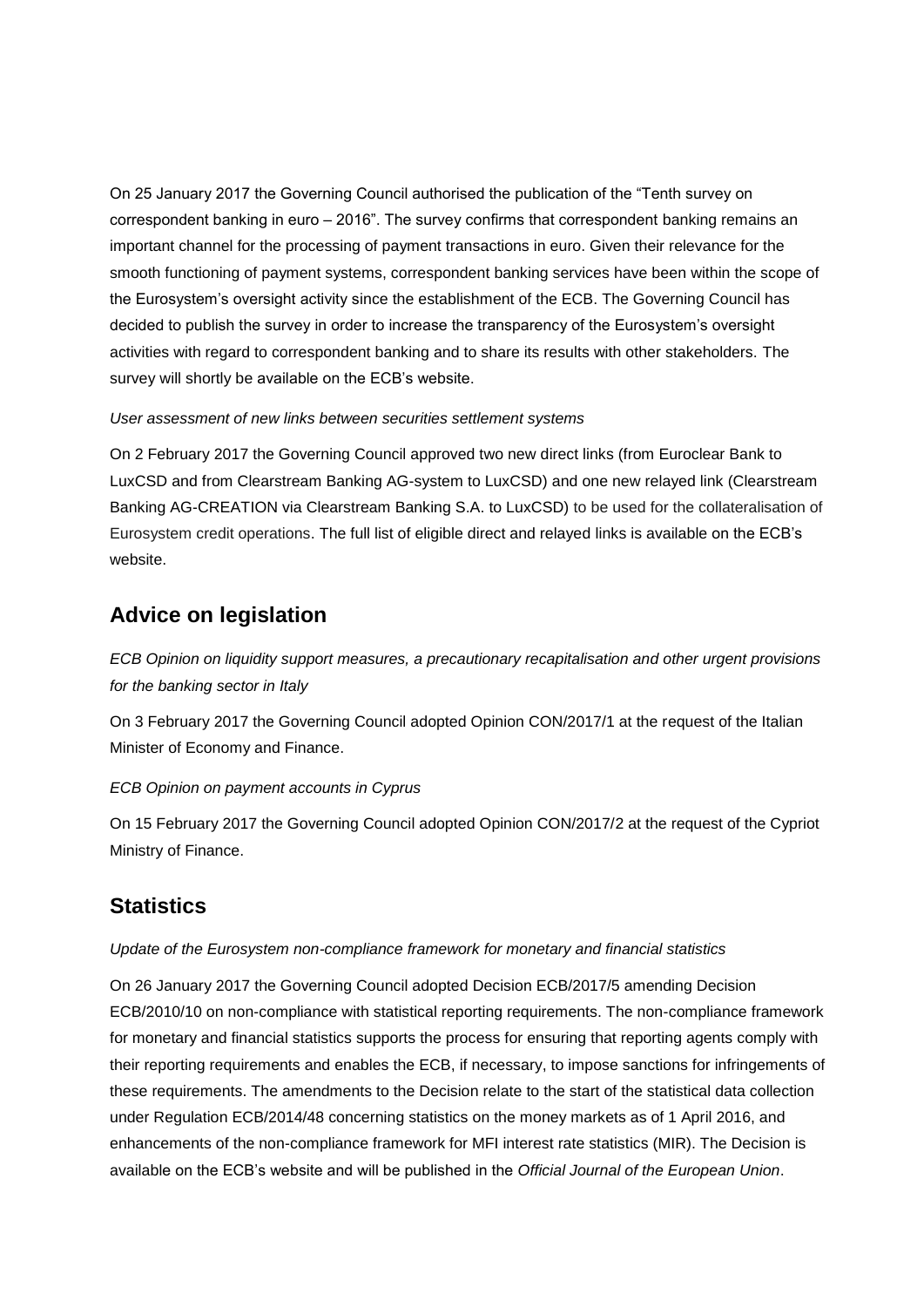On 25 January 2017 the Governing Council authorised the publication of the "Tenth survey on correspondent banking in euro – 2016". The survey confirms that correspondent banking remains an important channel for the processing of payment transactions in euro. Given their relevance for the smooth functioning of payment systems, correspondent banking services have been within the scope of the Eurosystem's oversight activity since the establishment of the ECB. The Governing Council has decided to publish the survey in order to increase the transparency of the Eurosystem's oversight activities with regard to correspondent banking and to share its results with other stakeholders. The survey will shortly be available on the ECB's website.

*User assessment of new links between securities settlement systems*

On 2 February 2017 the Governing Council approved two new direct links (from Euroclear Bank to LuxCSD and from Clearstream Banking AG-system to LuxCSD) and one new relayed link (Clearstream Banking AG-CREATION via Clearstream Banking S.A. to LuxCSD) to be used for the collateralisation of Eurosystem credit operations. The full list of eligible direct and relayed links is available on the ECB's website.

## Advice on legislation

*ECB Opinion on liquidity support measures, a precautionary recapitalisation and other urgent provisions for the banking sector in Italy*

On 3 February 2017 the Governing Council adopted Opinion CON/2017/1 at the request of the Italian Minister of Economy and Finance.

*ECB Opinion on payment accounts in Cyprus*

On 15 February 2017 the Governing Council adopted Opinion CON/2017/2 at the request of the Cypriot Ministry of Finance.

## Statistics

*Update of the Eurosystem non-compliance framework for monetary and financial statistics*

On 26 January 2017 the Governing Council adopted Decision ECB/2017/5 amending Decision ECB/2010/10 on non-compliance with statistical reporting requirements. The non-compliance framework for monetary and financial statistics supports the process for ensuring that reporting agents comply with their reporting requirements and enables the ECB, if necessary, to impose sanctions for infringements of these requirements. The amendments to the Decision relate to the start of the statistical data collection under Regulation ECB/2014/48 concerning statistics on the money markets as of 1 April 2016, and enhancements of the non-compliance framework for MFI interest rate statistics (MIR). The Decision is available on the ECB's website and will be published in the *Official Journal of the European Union*.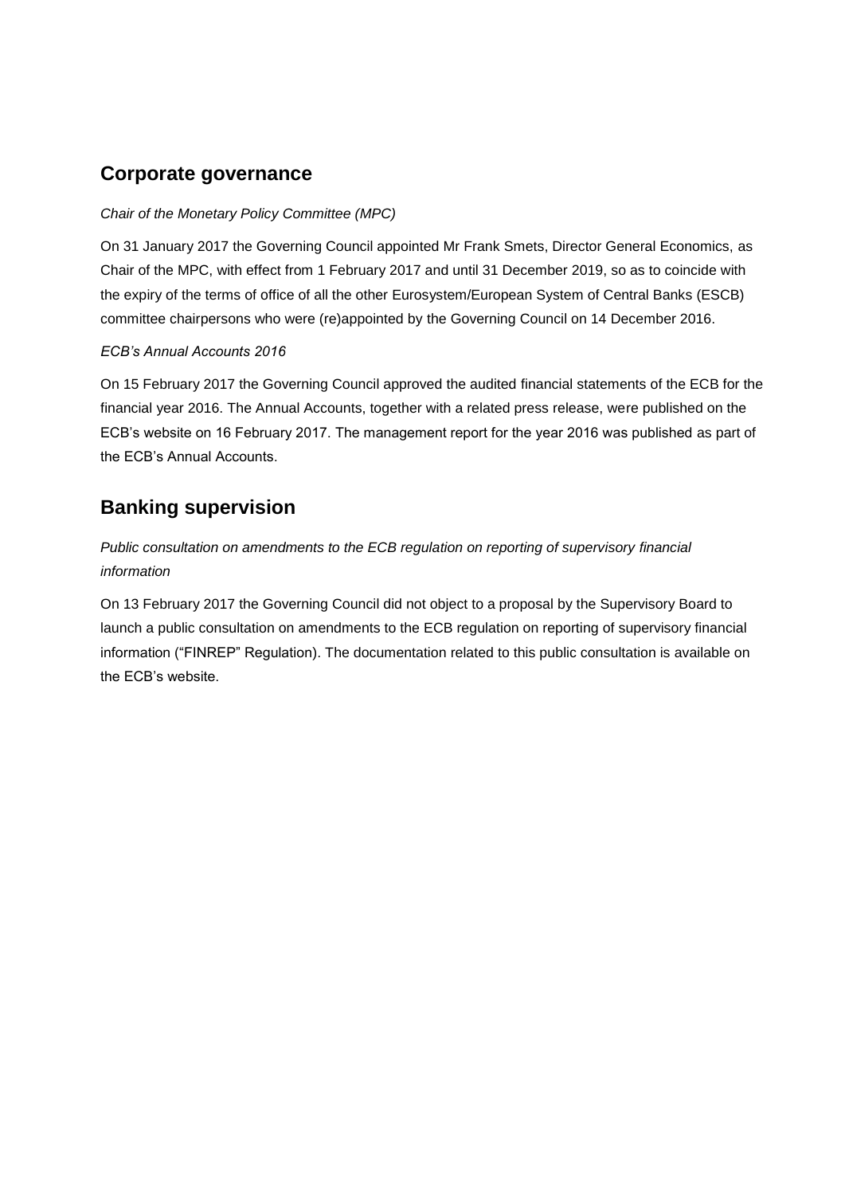## Corporate governance

*Chair of the Monetary Policy Committee (MPC)*

On 31 January 2017 the Governing Council appointed Mr Frank Smets, Director General Economics, as Chair of the MPC, with effect from 1 February 2017 and until 31 December 2019, so as to coincide with the expiry of the terms of office of all the other Eurosystem/European System of Central Banks (ESCB) committee chairpersons who were (re)appointed by the Governing Council on 14 December 2016.

*ECB's Annual Accounts 2016*

On 15 February 2017 the Governing Council approved the audited financial statements of the ECB for the financial year 2016. The Annual Accounts, together with a related press release, were published on the ECB's website on 16 February 2017. The management report for the year 2016 was published as part of the ECB's Annual Accounts.

## Banking supervision

*Public consultation on amendments to the ECB regulation on reporting of supervisory financial information*

On 13 February 2017 the Governing Council did not object to a proposal by the Supervisory Board to launch a public consultation on amendments to the ECB regulation on reporting of supervisory financial information ("FINREP" Regulation). The documentation related to this public consultation is available on the ECB's website.